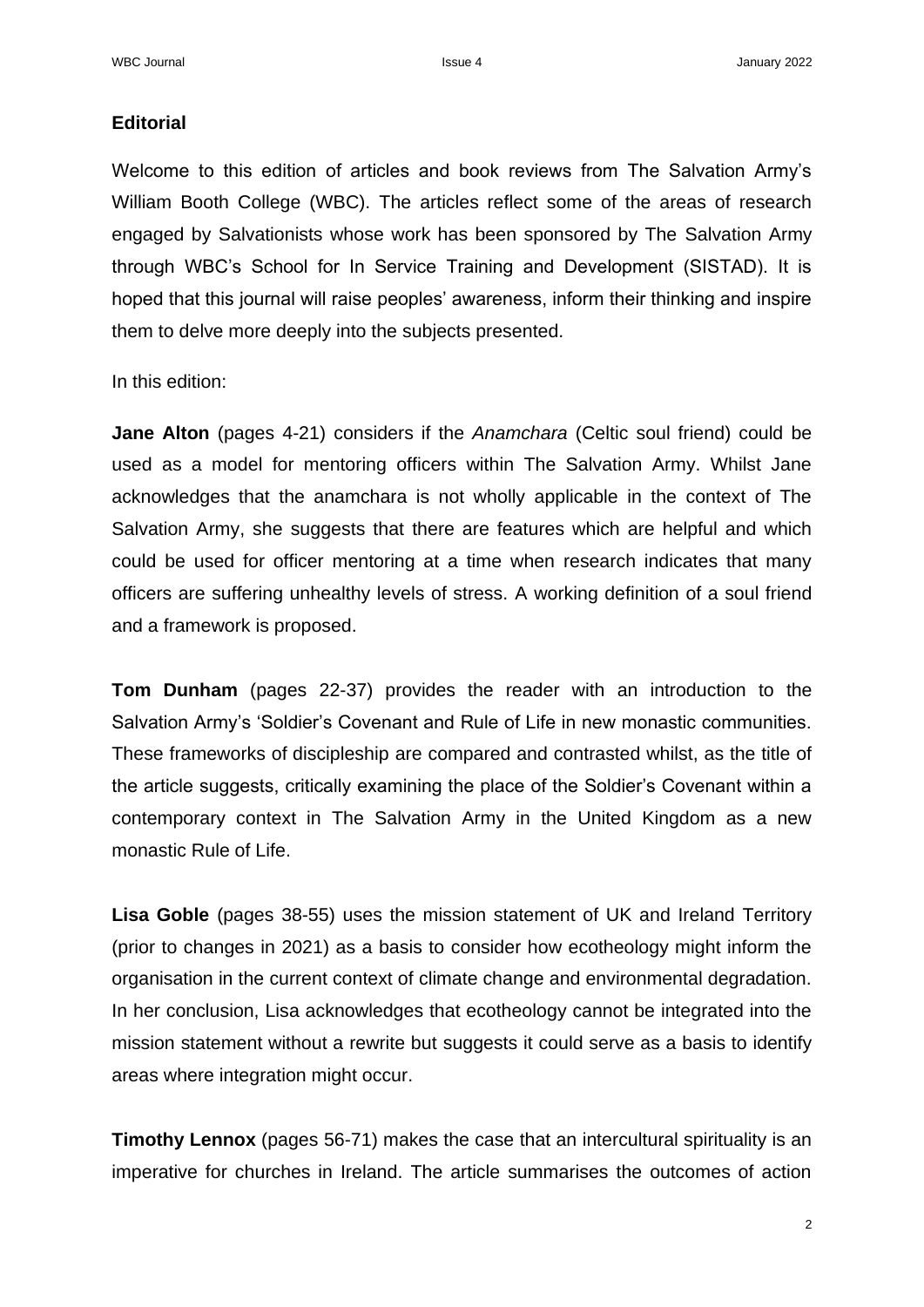## Editorial

Welcome to this edition of articles and book reviews from The Salvation Army's William Booth College (WBC). The articles reflect some of the areas of research engaged by Salvationists whose work has been sponsored by The Salvation Army through WBC's School for In Service Training and Development (SISTAD). It is hoped that this journal will raise peoples' awareness, inform their thinking and inspire them to delve more deeply into the subjects presented.

In this edition:

**Jane Alton** (pages 4-21) considers if the *Anamchara* (Celtic soul friend) could be used as a model for mentoring officers within The Salvation Army. Whilst Jane acknowledges that the anamchara is not wholly applicable in the context of The Salvation Army, she suggests that there are features which are helpful and which could be used for officer mentoring at a time when research indicates that many officers are suffering unhealthy levels of stress. A working definition of a soul friend and a framework is proposed.

**Tom Dunham** (pages 22-37) provides the reader with an introduction to the Salvation Army's 'Soldier's Covenant and Rule of Life in new monastic communities. These frameworks of discipleship are compared and contrasted whilst, as the title of the article suggests, critically examining the place of the Soldier's Covenant within a contemporary context in The Salvation Army in the United Kingdom as a new monastic Rule of Life.

**Lisa Goble** (pages 38-55) uses the mission statement of UK and Ireland Territory (prior to changes in 2021) as a basis to consider how ecotheology might inform the organisation in the current context of climate change and environmental degradation. In her conclusion, Lisa acknowledges that ecotheology cannot be integrated into the mission statement without a rewrite but suggests it could serve as a basis to identify areas where integration might occur.

**Timothy Lennox** (pages 56-71) makes the case that an intercultural spirituality is an imperative for churches in Ireland. The article summarises the outcomes of action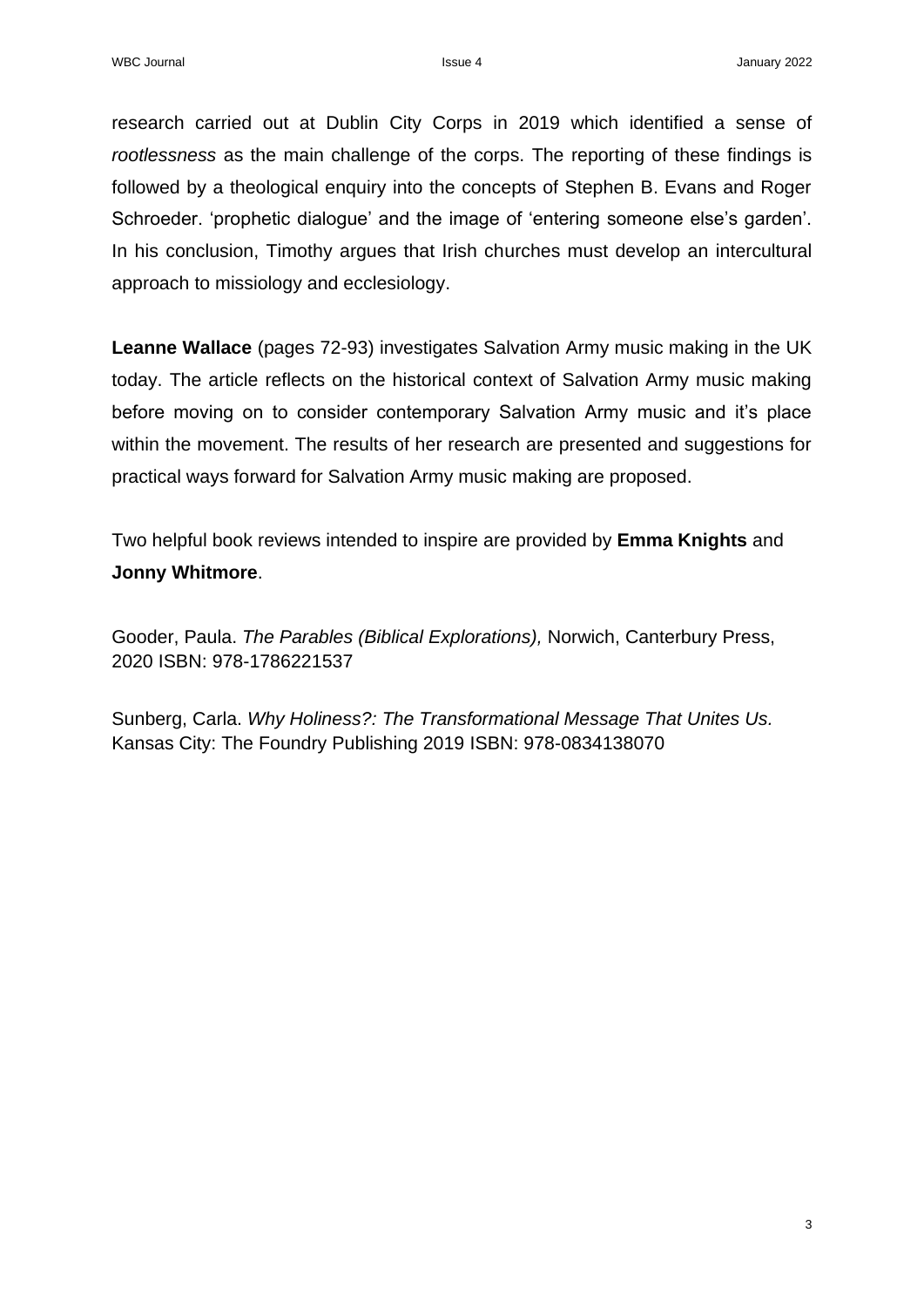research carried out at Dublin City Corps in 2019 which identified a sense of *rootlessness* as the main challenge of the corps. The reporting of these findings is followed by a theological enquiry into the concepts of Stephen B. Evans and Roger Schroeder. 'prophetic dialogue' and the image of 'entering someone else's garden'. In his conclusion, Timothy argues that Irish churches must develop an intercultural approach to missiology and ecclesiology.

**Leanne Wallace** (pages 72-93) investigates Salvation Army music making in the UK today. The article reflects on the historical context of Salvation Army music making before moving on to consider contemporary Salvation Army music and it's place within the movement. The results of her research are presented and suggestions for practical ways forward for Salvation Army music making are proposed.

Two helpful book reviews intended to inspire are provided by **Emma Knights** and **Jonny Whitmore**.

Gooder, Paula. *The Parables (Biblical Explorations),* Norwich, Canterbury Press, 2020 ISBN: 978-1786221537

Sunberg, Carla. *Why Holiness?: The Transformational Message That Unites Us.* Kansas City: The Foundry Publishing 2019 ISBN: 978-0834138070